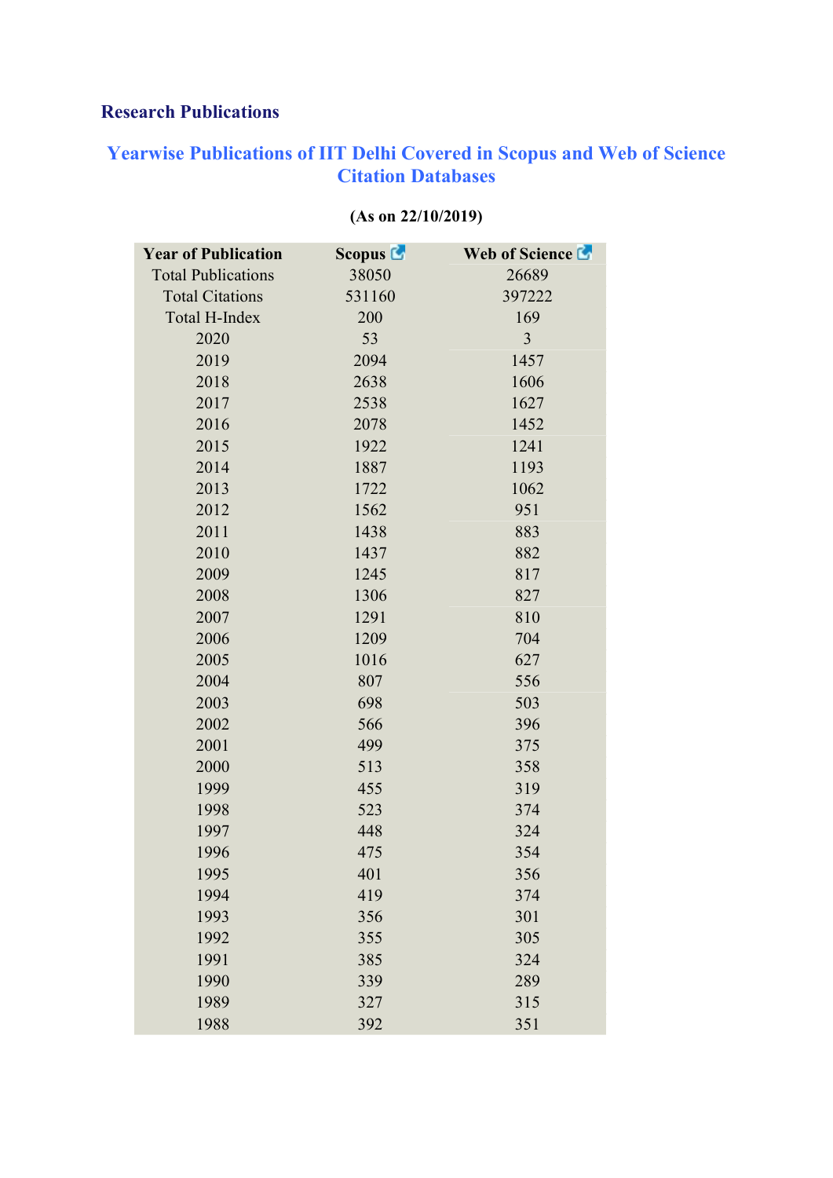## Research Publications

### Yearwise Publications of IIT Delhi Covered in Scopus and Web of Science Citation Databases

**(As on 22/10/2019)**

| Year of Publication | Scopus | Web of Science |
|---|---|---|
| Total Publications | 38050 | 26689 |
| Total Citations | 531160 | 397222 |
| Total H-Index | 200 | 169 |
| 2020 | 53 | 3 |
| 2019 | 2094 | 1457 |
| 2018 | 2638 | 1606 |
| 2017 | 2538 | 1627 |
| 2016 | 2078 | 1452 |
| 2015 | 1922 | 1241 |
| 2014 | 1887 | 1193 |
| 2013 | 1722 | 1062 |
| 2012 | 1562 | 951 |
| 2011 | 1438 | 883 |
| 2010 | 1437 | 882 |
| 2009 | 1245 | 817 |
| 2008 | 1306 | 827 |
| 2007 | 1291 | 810 |
| 2006 | 1209 | 704 |
| 2005 | 1016 | 627 |
| 2004 | 807 | 556 |
| 2003 | 698 | 503 |
| 2002 | 566 | 396 |
| 2001 | 499 | 375 |
| 2000 | 513 | 358 |
| 1999 | 455 | 319 |
| 1998 | 523 | 374 |
| 1997 | 448 | 324 |
| 1996 | 475 | 354 |
| 1995 | 401 | 356 |
| 1994 | 419 | 374 |
| 1993 | 356 | 301 |
| 1992 | 355 | 305 |
| 1991 | 385 | 324 |
| 1990 | 339 | 289 |
| 1989 | 327 | 315 |
| 1988 | 392 | 351 |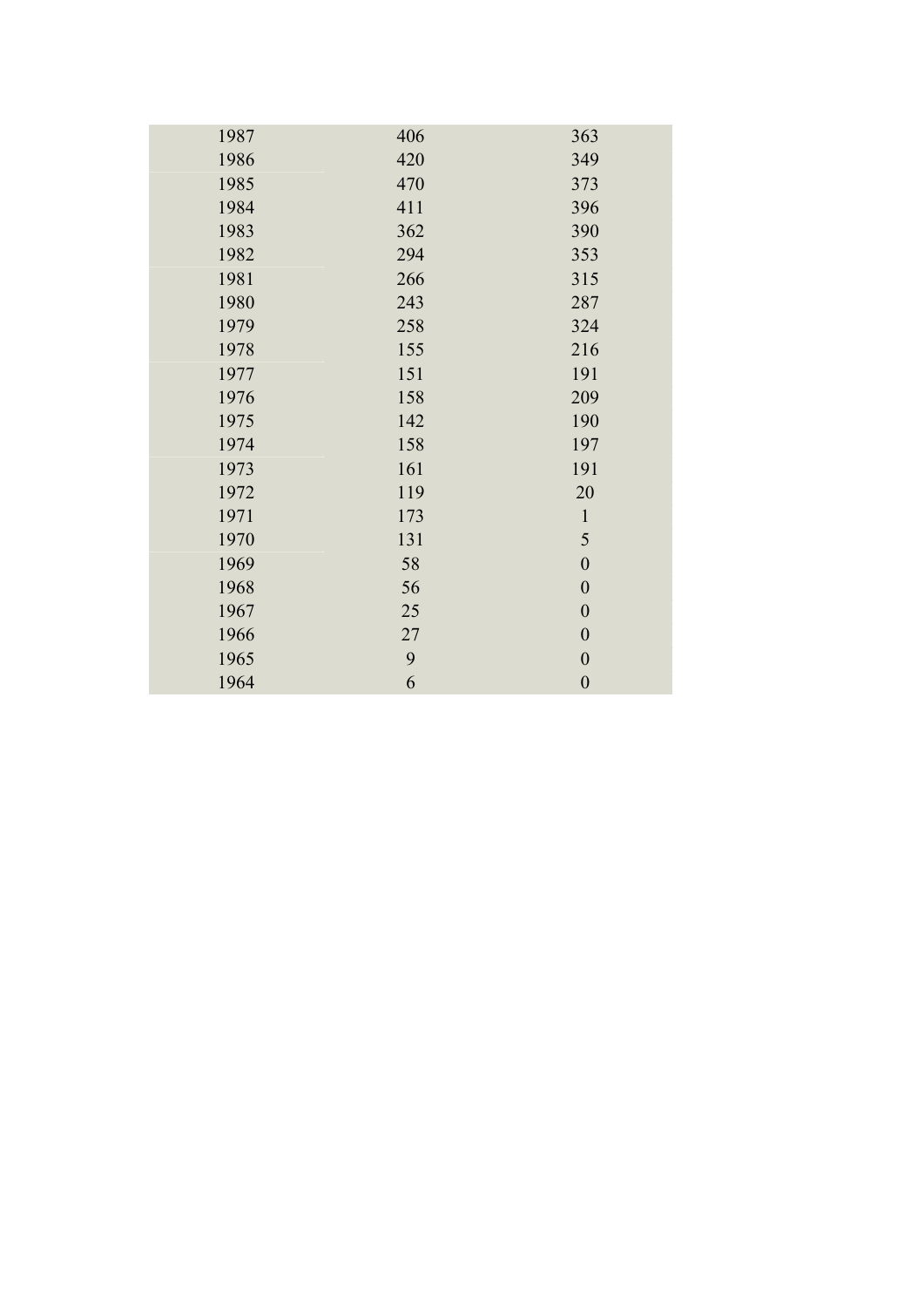| | | |
|---|---|---|
| 1987 | 406 | 363 |
| 1986 | 420 | 349 |
| 1985 | 470 | 373 |
| 1984 | 411 | 396 |
| 1983 | 362 | 390 |
| 1982 | 294 | 353 |
| 1981 | 266 | 315 |
| 1980 | 243 | 287 |
| 1979 | 258 | 324 |
| 1978 | 155 | 216 |
| 1977 | 151 | 191 |
| 1976 | 158 | 209 |
| 1975 | 142 | 190 |
| 1974 | 158 | 197 |
| 1973 | 161 | 191 |
| 1972 | 119 | 20 |
| 1971 | 173 | 1 |
| 1970 | 131 | 5 |
| 1969 | 58 | 0 |
| 1968 | 56 | 0 |
| 1967 | 25 | 0 |
| 1966 | 27 | 0 |
| 1965 | 9 | 0 |
| 1964 | 6 | 0 |